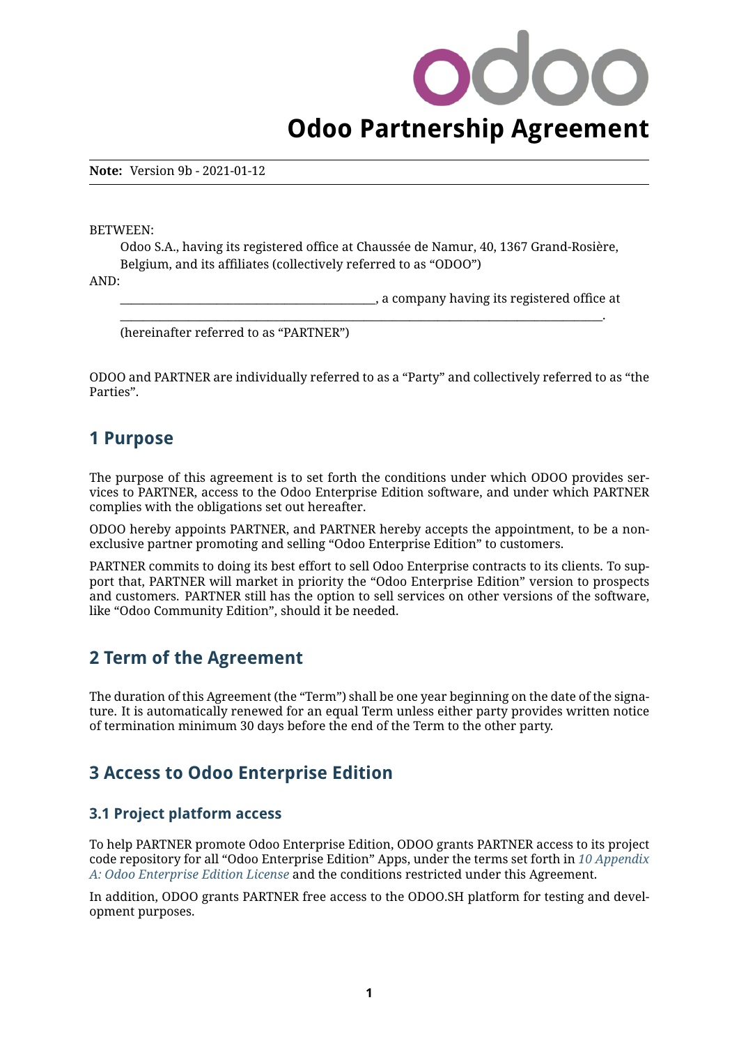# Odoo Partnership Agreement

**Note:** Version 9b - 2021-01-12

BETWEEN:

Odoo S.A., having its registered office at Chaussée de Namur, 40, 1367 Grand-Rosière, Belgium, and its affiliates (collectively referred to as "ODOO")

AND:

____________________________________________, a company having its registered office at ____________________________________________________________________________________.

(hereinafter referred to as "PARTNER")

ODOO and PARTNER are individually referred to as a "Party" and collectively referred to as "the Parties".

## 1 Purpose

The purpose of this agreement is to set forth the conditions under which ODOO provides services to PARTNER, access to the Odoo Enterprise Edition software, and under which PARTNER complies with the obligations set out hereafter.

ODOO hereby appoints PARTNER, and PARTNER hereby accepts the appointment, to be a non-exclusive partner promoting and selling "Odoo Enterprise Edition" to customers.

PARTNER commits to doing its best effort to sell Odoo Enterprise contracts to its clients. To support that, PARTNER will market in priority the "Odoo Enterprise Edition" version to prospects and customers. PARTNER still has the option to sell services on other versions of the software, like "Odoo Community Edition", should it be needed.

## 2 Term of the Agreement

The duration of this Agreement (the "Term") shall be one year beginning on the date of the signature. It is automatically renewed for an equal Term unless either party provides written notice of termination minimum 30 days before the end of the Term to the other party.

## 3 Access to Odoo Enterprise Edition

### 3.1 Project platform access

To help PARTNER promote Odoo Enterprise Edition, ODOO grants PARTNER access to its project code repository for all "Odoo Enterprise Edition" Apps, under the terms set forth in *10 Appendix A: Odoo Enterprise Edition License* and the conditions restricted under this Agreement.

In addition, ODOO grants PARTNER free access to the ODOO.SH platform for testing and development purposes.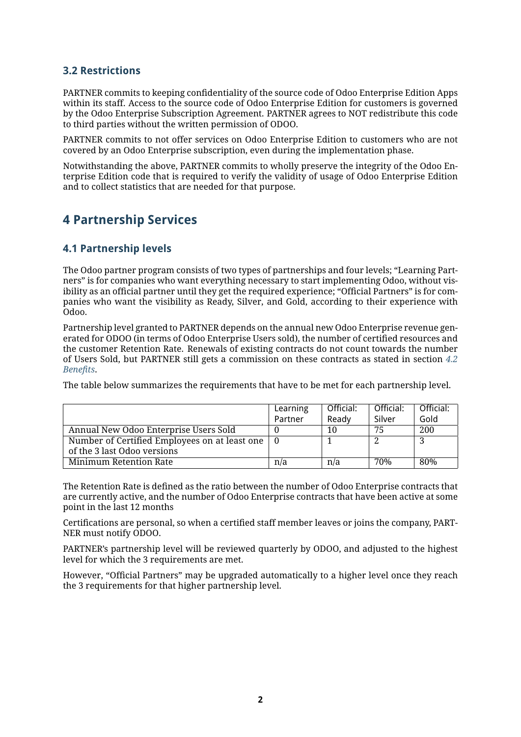### 3.2 Restrictions

PARTNER commits to keeping confidentiality of the source code of Odoo Enterprise Edition Apps within its staff. Access to the source code of Odoo Enterprise Edition for customers is governed by the Odoo Enterprise Subscription Agreement. PARTNER agrees to NOT redistribute this code to third parties without the written permission of ODOO.

PARTNER commits to not offer services on Odoo Enterprise Edition to customers who are not covered by an Odoo Enterprise subscription, even during the implementation phase.

Notwithstanding the above, PARTNER commits to wholly preserve the integrity of the Odoo Enterprise Edition code that is required to verify the validity of usage of Odoo Enterprise Edition and to collect statistics that are needed for that purpose.

## 4 Partnership Services

### 4.1 Partnership levels

The Odoo partner program consists of two types of partnerships and four levels; "Learning Partners" is for companies who want everything necessary to start implementing Odoo, without visibility as an official partner until they get the required experience; "Official Partners" is for companies who want the visibility as Ready, Silver, and Gold, according to their experience with Odoo.

Partnership level granted to PARTNER depends on the annual new Odoo Enterprise revenue generated for ODOO (in terms of Odoo Enterprise Users sold), the number of certified resources and the customer Retention Rate. Renewals of existing contracts do not count towards the number of Users Sold, but PARTNER still gets a commission on these contracts as stated in section *4.2 Benefits*.

The table below summarizes the requirements that have to be met for each partnership level.

| | Learning Partner | Official: Ready | Official: Silver | Official: Gold |
|---|---|---|---|---|
| Annual New Odoo Enterprise Users Sold | 0 | 10 | 75 | 200 |
| Number of Certified Employees on at least one of the 3 last Odoo versions | 0 | 1 | 2 | 3 |
| Minimum Retention Rate | n/a | n/a | 70% | 80% |

The Retention Rate is defined as the ratio between the number of Odoo Enterprise contracts that are currently active, and the number of Odoo Enterprise contracts that have been active at some point in the last 12 months

Certifications are personal, so when a certified staff member leaves or joins the company, PARTNER must notify ODOO.

PARTNER's partnership level will be reviewed quarterly by ODOO, and adjusted to the highest level for which the 3 requirements are met.

However, "Official Partners" may be upgraded automatically to a higher level once they reach the 3 requirements for that higher partnership level.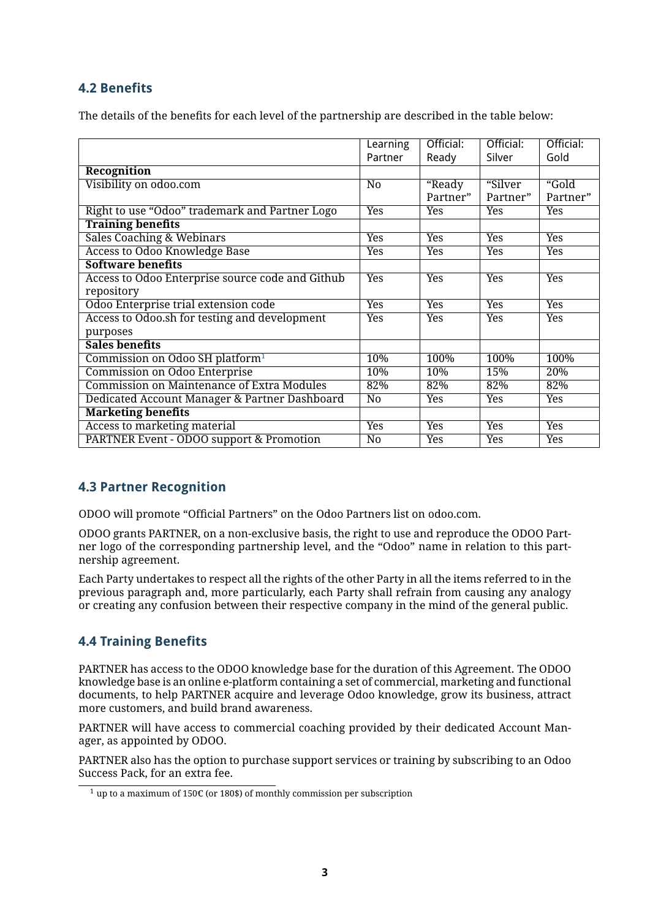### 4.2 Benefits

The details of the benefits for each level of the partnership are described in the table below:

| | Learning Partner | Official: Ready | Official: Silver | Official: Gold |
|---|---|---|---|---|
| **Recognition** | | | | |
| Visibility on odoo.com | No | "Ready Partner" | "Silver Partner" | "Gold Partner" |
| Right to use "Odoo" trademark and Partner Logo | Yes | Yes | Yes | Yes |
| **Training benefits** | | | | |
| Sales Coaching & Webinars | Yes | Yes | Yes | Yes |
| Access to Odoo Knowledge Base | Yes | Yes | Yes | Yes |
| **Software benefits** | | | | |
| Access to Odoo Enterprise source code and Github repository | Yes | Yes | Yes | Yes |
| Odoo Enterprise trial extension code | Yes | Yes | Yes | Yes |
| Access to Odoo.sh for testing and development purposes | Yes | Yes | Yes | Yes |
| **Sales benefits** | | | | |
| Commission on Odoo SH platform[1] | 10% | 100% | 100% | 100% |
| Commission on Odoo Enterprise | 10% | 10% | 15% | 20% |
| Commission on Maintenance of Extra Modules | 82% | 82% | 82% | 82% |
| Dedicated Account Manager & Partner Dashboard | No | Yes | Yes | Yes |
| **Marketing benefits** | | | | |
| Access to marketing material | Yes | Yes | Yes | Yes |
| PARTNER Event - ODOO support & Promotion | No | Yes | Yes | Yes |

### 4.3 Partner Recognition

ODOO will promote "Official Partners" on the Odoo Partners list on odoo.com.

ODOO grants PARTNER, on a non-exclusive basis, the right to use and reproduce the ODOO Partner logo of the corresponding partnership level, and the "Odoo" name in relation to this partnership agreement.

Each Party undertakes to respect all the rights of the other Party in all the items referred to in the previous paragraph and, more particularly, each Party shall refrain from causing any analogy or creating any confusion between their respective company in the mind of the general public.

### 4.4 Training Benefits

PARTNER has access to the ODOO knowledge base for the duration of this Agreement. The ODOO knowledge base is an online e-platform containing a set of commercial, marketing and functional documents, to help PARTNER acquire and leverage Odoo knowledge, grow its business, attract more customers, and build brand awareness.

PARTNER will have access to commercial coaching provided by their dedicated Account Manager, as appointed by ODOO.

PARTNER also has the option to purchase support services or training by subscribing to an Odoo Success Pack, for an extra fee.

[1] up to a maximum of 150€ (or 180$) of monthly commission per subscription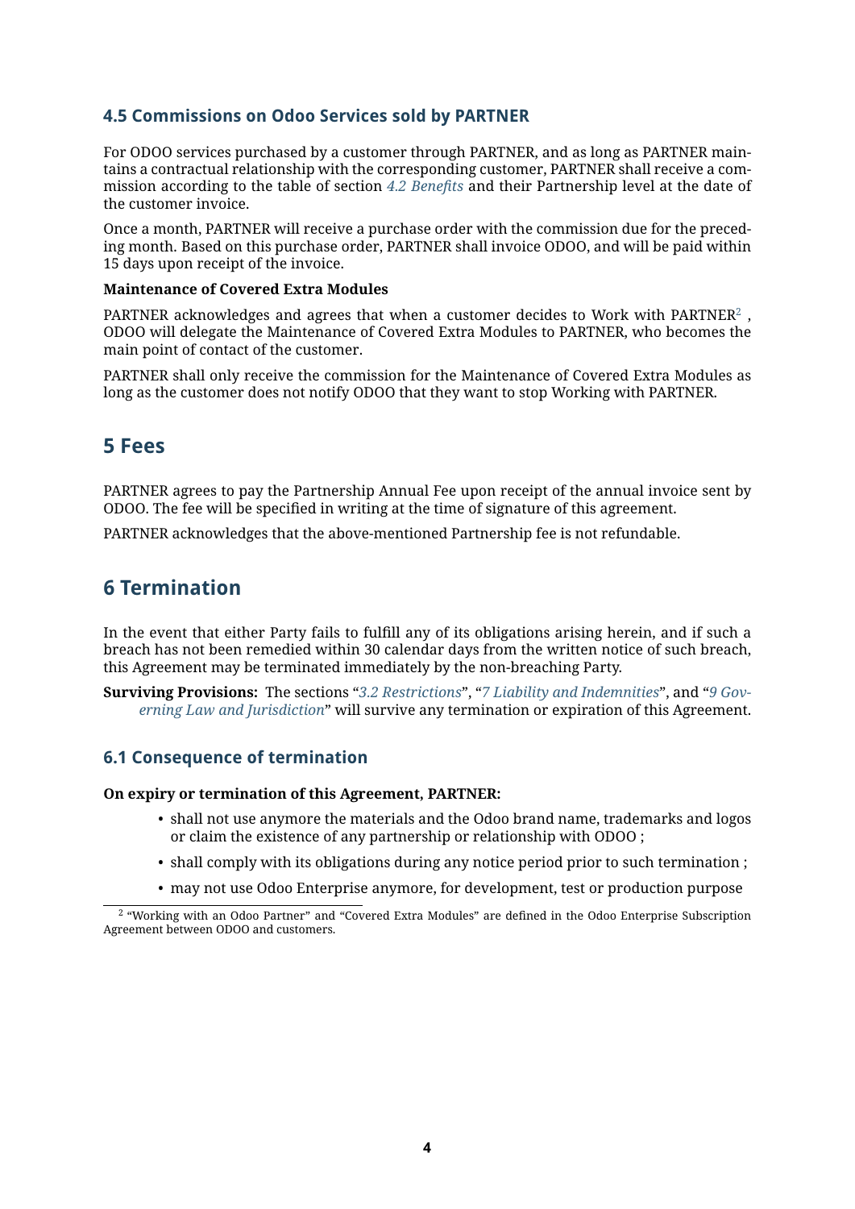### 4.5 Commissions on Odoo Services sold by PARTNER

For ODOO services purchased by a customer through PARTNER, and as long as PARTNER maintains a contractual relationship with the corresponding customer, PARTNER shall receive a commission according to the table of section *4.2 Benefits* and their Partnership level at the date of the customer invoice.

Once a month, PARTNER will receive a purchase order with the commission due for the preceding month. Based on this purchase order, PARTNER shall invoice ODOO, and will be paid within 15 days upon receipt of the invoice.

**Maintenance of Covered Extra Modules**

PARTNER acknowledges and agrees that when a customer decides to Work with PARTNER[2] , ODOO will delegate the Maintenance of Covered Extra Modules to PARTNER, who becomes the main point of contact of the customer.

PARTNER shall only receive the commission for the Maintenance of Covered Extra Modules as long as the customer does not notify ODOO that they want to stop Working with PARTNER.

## 5 Fees

PARTNER agrees to pay the Partnership Annual Fee upon receipt of the annual invoice sent by ODOO. The fee will be specified in writing at the time of signature of this agreement.

PARTNER acknowledges that the above-mentioned Partnership fee is not refundable.

## 6 Termination

In the event that either Party fails to fulfill any of its obligations arising herein, and if such a breach has not been remedied within 30 calendar days from the written notice of such breach, this Agreement may be terminated immediately by the non-breaching Party.

**Surviving Provisions:** The sections "*3.2 Restrictions*", "*7 Liability and Indemnities*", and "*9 Governing Law and Jurisdiction*" will survive any termination or expiration of this Agreement.

### 6.1 Consequence of termination

**On expiry or termination of this Agreement, PARTNER:**

- shall not use anymore the materials and the Odoo brand name, trademarks and logos or claim the existence of any partnership or relationship with ODOO ;
- shall comply with its obligations during any notice period prior to such termination ;
- may not use Odoo Enterprise anymore, for development, test or production purpose

[2] "Working with an Odoo Partner" and "Covered Extra Modules" are defined in the Odoo Enterprise Subscription Agreement between ODOO and customers.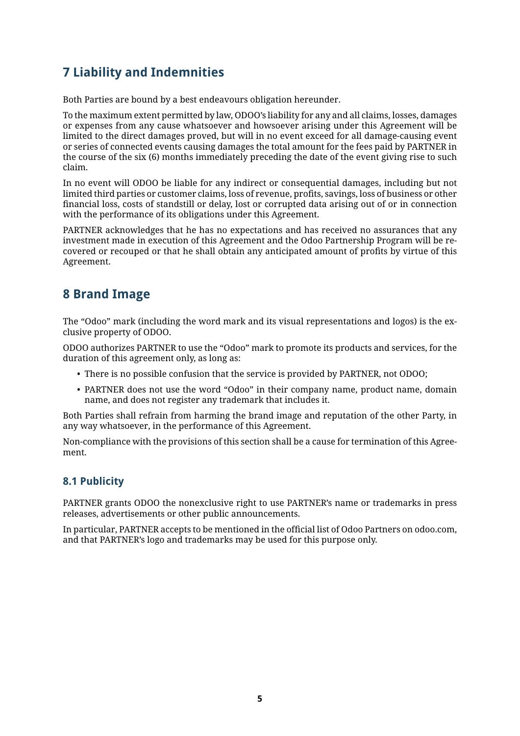## 7 Liability and Indemnities

Both Parties are bound by a best endeavours obligation hereunder.

To the maximum extent permitted by law, ODOO's liability for any and all claims, losses, damages or expenses from any cause whatsoever and howsoever arising under this Agreement will be limited to the direct damages proved, but will in no event exceed for all damage-causing event or series of connected events causing damages the total amount for the fees paid by PARTNER in the course of the six (6) months immediately preceding the date of the event giving rise to such claim.

In no event will ODOO be liable for any indirect or consequential damages, including but not limited third parties or customer claims, loss of revenue, profits, savings, loss of business or other financial loss, costs of standstill or delay, lost or corrupted data arising out of or in connection with the performance of its obligations under this Agreement.

PARTNER acknowledges that he has no expectations and has received no assurances that any investment made in execution of this Agreement and the Odoo Partnership Program will be recovered or recouped or that he shall obtain any anticipated amount of profits by virtue of this Agreement.

## 8 Brand Image

The "Odoo" mark (including the word mark and its visual representations and logos) is the exclusive property of ODOO.

ODOO authorizes PARTNER to use the "Odoo" mark to promote its products and services, for the duration of this agreement only, as long as:

- There is no possible confusion that the service is provided by PARTNER, not ODOO;
- PARTNER does not use the word "Odoo" in their company name, product name, domain name, and does not register any trademark that includes it.

Both Parties shall refrain from harming the brand image and reputation of the other Party, in any way whatsoever, in the performance of this Agreement.

Non-compliance with the provisions of this section shall be a cause for termination of this Agreement.

### 8.1 Publicity

PARTNER grants ODOO the nonexclusive right to use PARTNER's name or trademarks in press releases, advertisements or other public announcements.

In particular, PARTNER accepts to be mentioned in the official list of Odoo Partners on odoo.com, and that PARTNER's logo and trademarks may be used for this purpose only.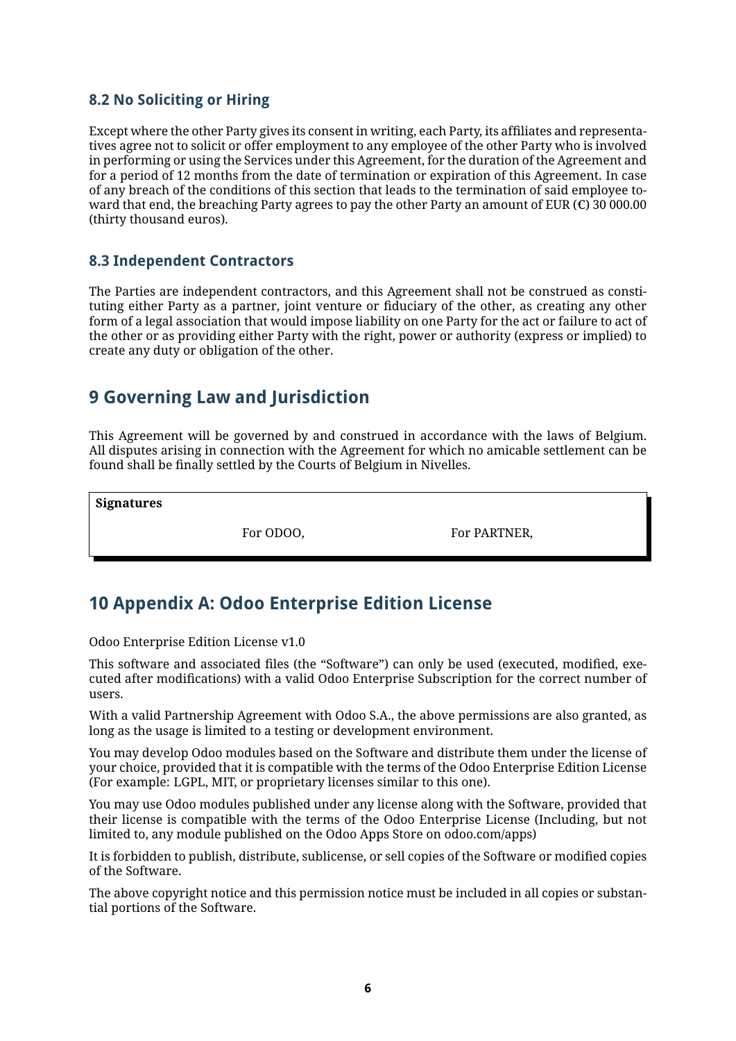### 8.2 No Soliciting or Hiring

Except where the other Party gives its consent in writing, each Party, its affiliates and representatives agree not to solicit or offer employment to any employee of the other Party who is involved in performing or using the Services under this Agreement, for the duration of the Agreement and for a period of 12 months from the date of termination or expiration of this Agreement. In case of any breach of the conditions of this section that leads to the termination of said employee toward that end, the breaching Party agrees to pay the other Party an amount of EUR (€) 30 000.00 (thirty thousand euros).

### 8.3 Independent Contractors

The Parties are independent contractors, and this Agreement shall not be construed as constituting either Party as a partner, joint venture or fiduciary of the other, as creating any other form of a legal association that would impose liability on one Party for the act or failure to act of the other or as providing either Party with the right, power or authority (express or implied) to create any duty or obligation of the other.

## 9 Governing Law and Jurisdiction

This Agreement will be governed by and construed in accordance with the laws of Belgium. All disputes arising in connection with the Agreement for which no amicable settlement can be found shall be finally settled by the Courts of Belgium in Nivelles.

**Signatures**

For ODOO, For PARTNER,

## 10 Appendix A: Odoo Enterprise Edition License

Odoo Enterprise Edition License v1.0

This software and associated files (the "Software") can only be used (executed, modified, executed after modifications) with a valid Odoo Enterprise Subscription for the correct number of users.

With a valid Partnership Agreement with Odoo S.A., the above permissions are also granted, as long as the usage is limited to a testing or development environment.

You may develop Odoo modules based on the Software and distribute them under the license of your choice, provided that it is compatible with the terms of the Odoo Enterprise Edition License (For example: LGPL, MIT, or proprietary licenses similar to this one).

You may use Odoo modules published under any license along with the Software, provided that their license is compatible with the terms of the Odoo Enterprise License (Including, but not limited to, any module published on the Odoo Apps Store on odoo.com/apps)

It is forbidden to publish, distribute, sublicense, or sell copies of the Software or modified copies of the Software.

The above copyright notice and this permission notice must be included in all copies or substantial portions of the Software.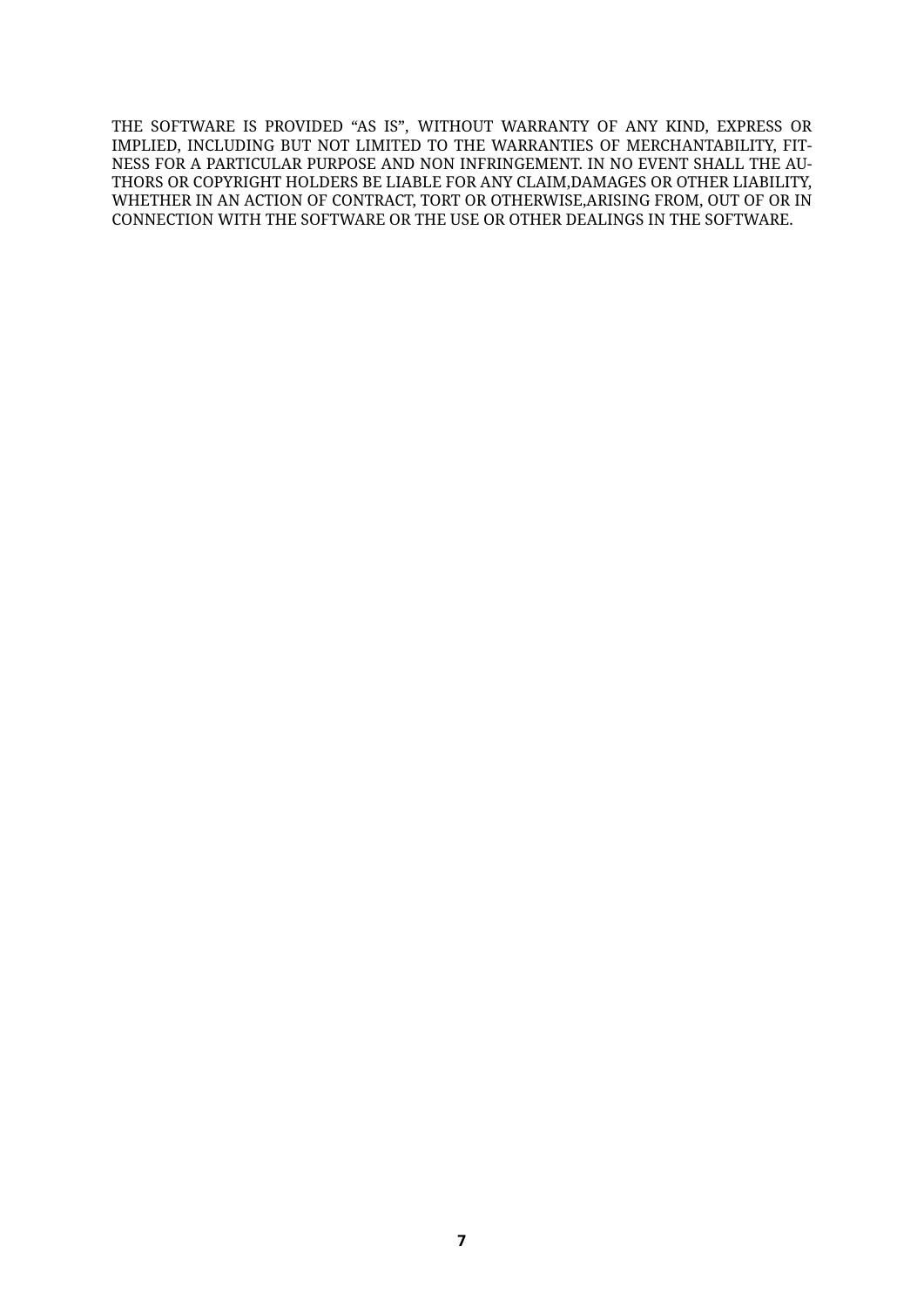THE SOFTWARE IS PROVIDED “AS IS”, WITHOUT WARRANTY OF ANY KIND, EXPRESS OR IMPLIED, INCLUDING BUT NOT LIMITED TO THE WARRANTIES OF MERCHANTABILITY, FITNESS FOR A PARTICULAR PURPOSE AND NON INFRINGEMENT. IN NO EVENT SHALL THE AUTHORS OR COPYRIGHT HOLDERS BE LIABLE FOR ANY CLAIM,DAMAGES OR OTHER LIABILITY, WHETHER IN AN ACTION OF CONTRACT, TORT OR OTHERWISE,ARISING FROM, OUT OF OR IN CONNECTION WITH THE SOFTWARE OR THE USE OR OTHER DEALINGS IN THE SOFTWARE.